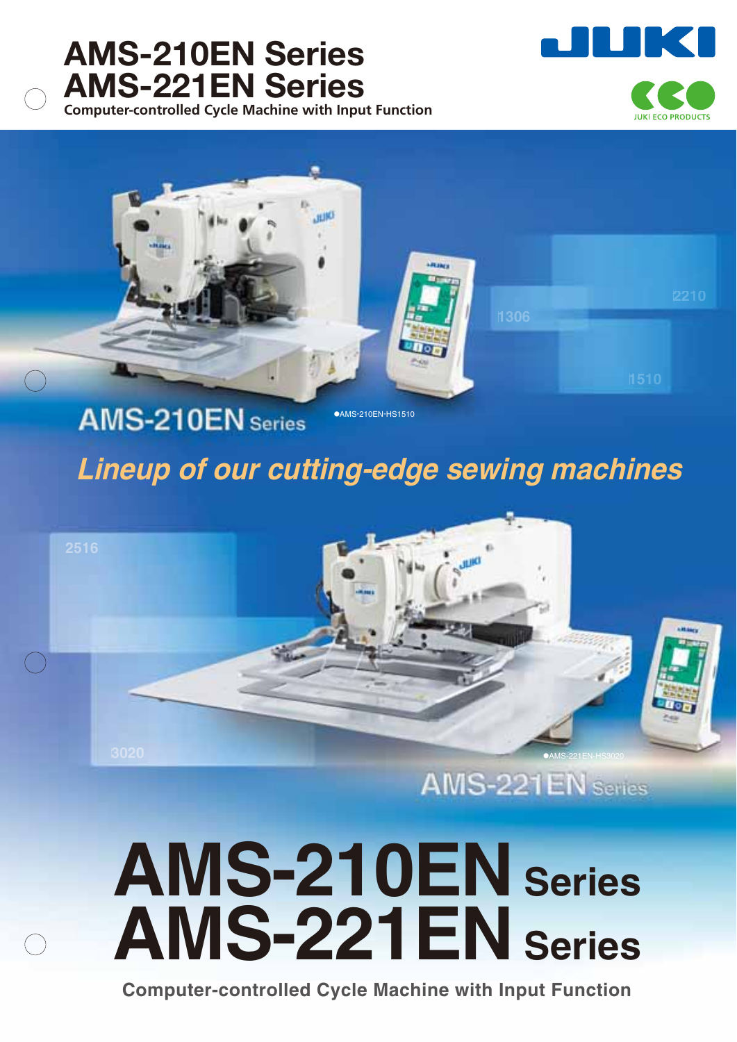# AMS-210EN Series
# AMS-221EN Series

Computer-controlled Cycle Machine with Input Function

JUKI

JUKI ECO PRODUCTS

1306

2210

1510

AMS-210EN Series

●AMS-210EN-HS1510

*Lineup of our cutting-edge sewing machines*

2516

3020

●AMS-221EN-HS3020

AMS-221EN Series

# AMS-210EN Series
# AMS-221EN Series

**Computer-controlled Cycle Machine with Input Function**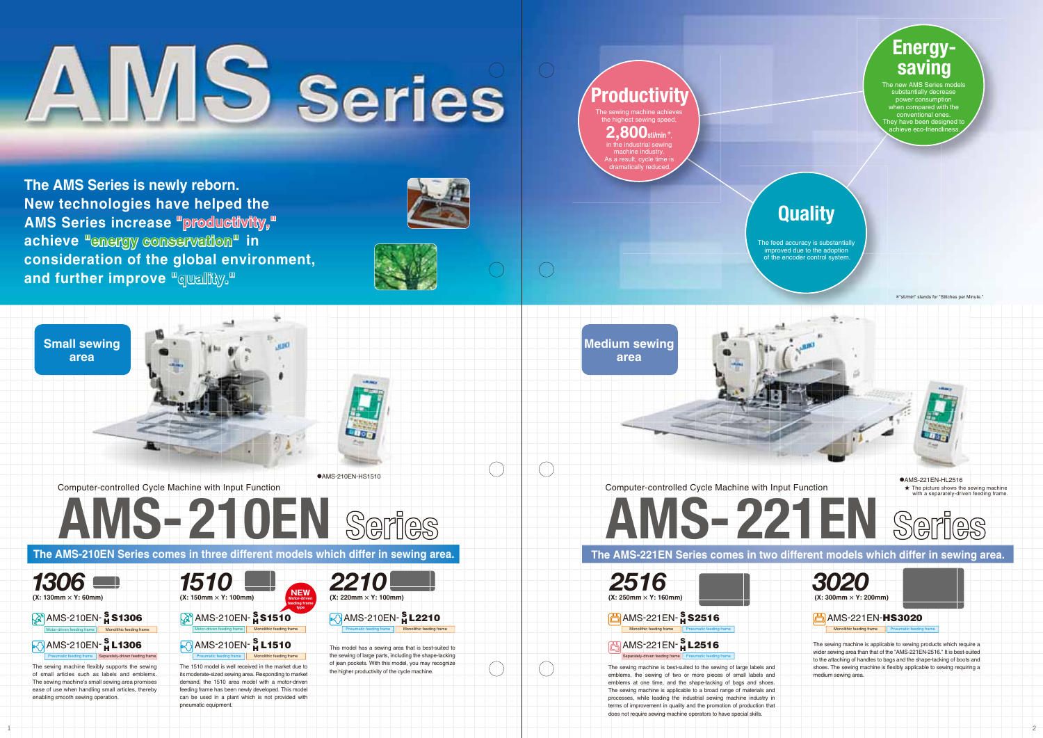# AMS Series

**The AMS Series is newly reborn. New technologies have helped the AMS Series increase "productivity," achieve "energy conservation" in consideration of the global environment, and further improve "quality."**

## Productivity

The sewing machine achieves the highest sewing speed, **2,800sti/min**\*, in the industrial sewing machine industry. As a result, cycle time is dramatically reduced.

## Energy-saving

The new AMS Series models substantially decrease power consumption when compared with the conventional ones. They have been designed to achieve eco-friendliness.

## Quality

The feed accuracy is substantially improved due to the adoption of the encoder control system.

\*"sti/min" stands for "Stitches per Minute."

---

## Small sewing area

●AMS-210EN-HS1510

Computer-controlled Cycle Machine with Input Function

# AMS-210EN Series

**The AMS-210EN Series comes in three different models which differ in sewing area.**

### 1306
(X: 130mm × Y: 60mm)

- AMS-210EN-S/H **S1306** — Motor-driven feeding frame / Monolithic feeding frame
- AMS-210EN-S/H **L1306** — Pneumatic feeding frame / Separately-driven feeding frame

The sewing machine flexibly supports the sewing of small articles such as labels and emblems. The sewing machine's small sewing area promises ease of use when handling small articles, thereby enabling smooth sewing operation.

### 1510
(X: 150mm × Y: 100mm)

NEW Motor-driven feeding frame type

- AMS-210EN-S/H **S1510** — Motor-driven feeding frame / Monolithic feeding frame
- AMS-210EN-S/H **L1510** — Pneumatic feeding frame / Monolithic feeding frame

The 1510 model is well received in the market due to its moderate-sized sewing area. Responding to market demand, the 1510 area model with a motor-driven feeding frame has been newly developed. This model can be used in a plant which is not provided with pneumatic equipment.

### 2210
(X: 220mm × Y: 100mm)

- AMS-210EN-S/H **L2210** — Pneumatic feeding frame / Monolithic feeding frame

This model has a sewing area that is best-suited to the sewing of large parts, including the shape-tacking of jean pockets. With this model, you may recognize the higher productivity of the cycle machine.

---

## Medium sewing area

●AMS-221EN-HL2516
★ The picture shows the sewing machine with a separately-driven feeding frame.

Computer-controlled Cycle Machine with Input Function

# AMS-221EN Series

**The AMS-221EN Series comes in two different models which differ in sewing area.**

### 2516
(X: 250mm × Y: 160mm)

- AMS-221EN-S/H **S2516** — Monolithic feeding frame / Pneumatic feeding frame
- AMS-221EN-S/H **L2516** — Separately-driven feeding frame / Pneumatic feeding frame

The sewing machine is best-suited to the sewing of large labels and emblems, the sewing of two or more pieces of small labels and emblems at one time, and the shape-tacking of bags and shoes. The sewing machine is applicable to a broad range of materials and processes, while leading the industrial sewing machine industry in terms of improvement in quality and the promotion of production that does not require sewing-machine operators to have special skills.

### 3020
(X: 300mm × Y: 200mm)

- AMS-221EN-**HS3020** — Monolithic feeding frame / Pneumatic feeding frame

The sewing machine is applicable to sewing products which require a wider sewing area than that of the "AMS-221EN-2516." It is best-suited to the attaching of handles to bags and the shape-tacking of boots and shoes. The sewing machine is flexibly applicable to sewing requiring a medium sewing area.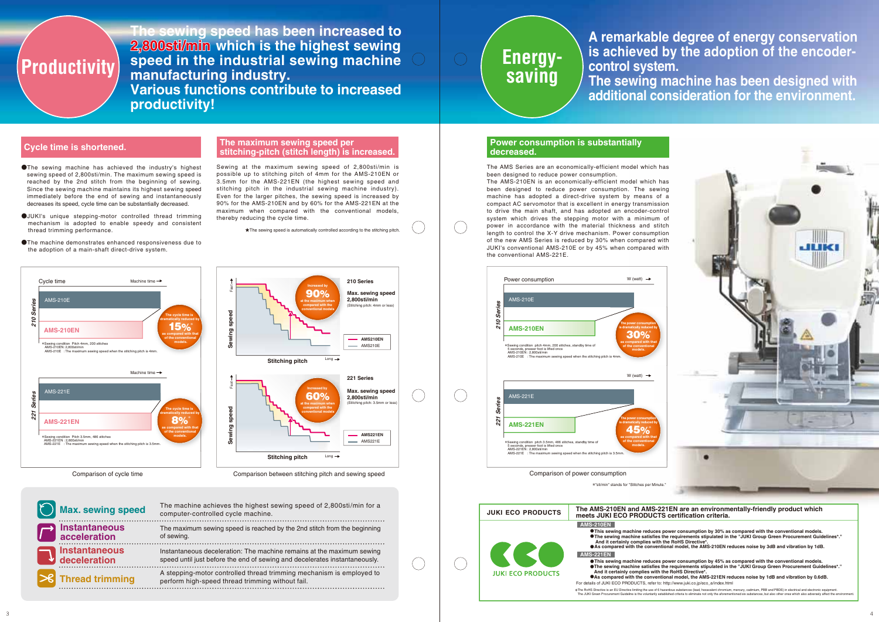# Productivity

## The sewing speed has been increased to 2,800sti/min which is the highest sewing speed in the industrial sewing machine manufacturing industry. Various functions contribute to increased productivity!

### Cycle time is shortened.

- The sewing machine has achieved the industry's highest sewing speed of 2,800sti/min. The maximum sewing speed is reached by the 2nd stitch from the beginning of sewing. Since the sewing machine maintains its highest sewing speed immediately before the end of sewing and instantaneously decreases its speed, cycle time can be substantially decreased.
- JUKI's unique stepping-motor controlled thread trimming mechanism is adopted to enable speedy and consistent thread trimming performance.
- The machine demonstrates enhanced responsiveness due to the adoption of a main-shaft direct-drive system.

Cycle time — Machine time →

**210 Series**: AMS-210E / AMS-210EN — The cycle time is dramatically reduced by 15%* as compared with that of the conventional models.

*Sewing condition : Pitch 4mm, 200 stitches
AMS-210EN : 2,800sti/min
AMS-210E : The maximum sewing speed when the stitching pitch is 4mm.

**221 Series**: AMS-221E / AMS-221EN — The cycle time is dramatically reduced by 8%* as compared with that of the conventional models.

*Sewing condition : Pitch 3.5mm, 486 stitches
AMS-221EN : 2,800sti/min
AMS-221E : The maximum sewing speed when the stitching pitch is 3.5mm.

Comparison of cycle time

### The maximum sewing speed per stitching-pitch (stitch length) is increased.

Sewing at the maximum sewing speed of 2,800sti/min is possible up to stitching pitch of 4mm for the AMS-210EN or 3.5mm for the AMS-221EN (the highest sewing speed and stitching pitch in the industrial sewing machine industry). Even for the larger pitches, the sewing speed is increased by 90% for the AMS-210EN and by 60% for the AMS-221EN at the maximum when compared with the conventional models, thereby reducing the cycle time.

★The sewing speed is automatically controlled according to the stitching pitch.

**210 Series** — Max. sewing speed 2,800sti/min (Stitching pitch: 4mm or less). Increased by 90% at the maximum when compared with the conventional models. (AMS210EN / AMS210E; Sewing speed: Fast ↑; Stitching pitch: Long →)

**221 Series** — Max. sewing speed 2,800sti/min (Stitching pitch: 3.5mm or less). Increased by 60% at the maximum when compared with the conventional models. (AMS221EN / AMS221E; Sewing speed: Fast ↑; Stitching pitch: Long →)

Comparison between stitching pitch and sewing speed

| | |
|---|---|
| **Max. sewing speed** | The machine achieves the highest sewing speed of 2,800sti/min for a computer-controlled cycle machine. |
| **Instantaneous acceleration** | The maximum sewing speed is reached by the 2nd stitch from the beginning of sewing. |
| **Instantaneous deceleration** | Instantaneous deceleration: The machine remains at the maximum sewing speed until just before the end of sewing and decelerates instantaneously. |
| **Thread trimming** | A stepping-motor controlled thread trimming mechanism is employed to perform high-speed thread trimming without fail. |

# Energy-saving

## A remarkable degree of energy conservation is achieved by the adoption of the encoder-control system. The sewing machine has been designed with additional consideration for the environment.

### Power consumption is substantially decreased.

The AMS Series are an economically-efficient model which has been designed to reduce power consumption.
The AMS-210EN is an economically-efficient model which has been designed to reduce power consumption. The sewing machine has adopted a direct-drive system by means of a compact AC servomotor that is excellent in energy transmission to drive the main shaft, and has adopted an encoder-control system which drives the stepping motor with a minimum of power in accordance with the material thickness and stitch length to control the X-Y drive mechanism. Power consumption of the new AMS Series is reduced by 30% when compared with JUKI's conventional AMS-210E or by 45% when compared with the conventional AMS-221E.

Power consumption — W (watt) →

**210 Series**: AMS-210E / AMS-210EN — The power consumption is dramatically reduced by 30%* as compared with that of the conventional models.

*Sewing condition : pitch 4mm, 200 stitches, standby time of 5 seconds, presser foot is lifted once
AMS-210EN : 2,800sti/min
AMS-210E : The maximum sewing speed when the stitching pitch is 4mm.

**221 Series**: AMS-221E / AMS-221EN — The power consumption is dramatically reduced by 45%* as compared with that of the conventional models.

*Sewing condition : pitch 3.5mm, 486 stitches, standby time of 5 seconds, presser foot is lifted once
AMS-221EN : 2,800sti/min
AMS-221E : The maximum sewing speed when the stitching pitch is 3.5mm.

Comparison of power consumption

*"sti/min" stands for "Stitches per Minute."

### JUKI ECO PRODUCTS

The AMS-210EN and AMS-221EN are an environmentally-friendly product which meets JUKI ECO PRODUCTS certification criteria.

**AMS-210EN**
- This sewing machine reduces power consumption by 30% as compared with the conventional models.
- The sewing machine satisfies the requirements stipulated in the "JUKI Group Green Procurement Guidelines*." And it certainly complies with the RoHS Directive*.
- As compared with the conventional model, the AMS-210EN reduces noise by 3dB and vibration by 1dB.

**AMS-221EN**
- This sewing machine reduces power consumption by 45% as compared with the conventional models.
- The sewing machine satisfies the requirements stipulated in the "JUKI Group Green Procurement Guidelines*." And it certainly complies with the RoHS Directive*.
- As compared with the conventional model, the AMS-221EN reduces noise by 1dB and vibration by 0.6dB.

For details of JUKI ECO PRODUCTS, refer to: http://www.juki.co.jp/eco_e/index.html

*The RoHS Directive is an EU Directive limiting the use of 6 hazardous substances (lead, hexavalent chromium, mercury, cadmium, PBB and PBDE) in electrical and electronic equipment.
The JUKI Green Procurement Guideline is the voluntarily established criteria to eliminate not only the aforementioned six substances, but also other ones which also adversely affect the environment.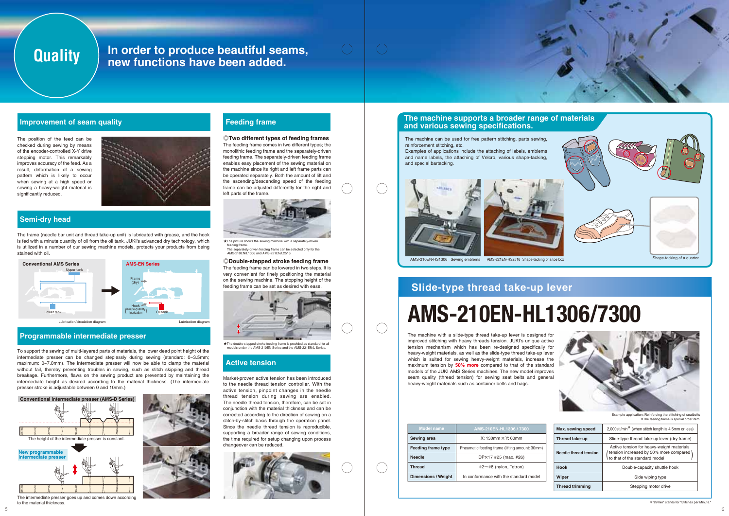# Quality

## In order to produce beautiful seams, new functions have been added.

### Improvement of seam quality

The position of the feed can be checked during sewing by means of the encoder-controlled X-Y drive stepping motor. This remarkably improves accuracy of the feed. As a result, deformation of a sewing pattern which is likely to occur when sewing at a high speed or sewing a heavy-weight material is significantly reduced.

### Semi-dry head

The frame (needle bar unit and thread take-up unit) is lubricated with grease, and the hook is fed with a minute quantity of oil from the oil tank. JUKI's advanced dry technology, which is utilized in a number of our sewing machine models, protects your products from being stained with oil.

**Conventional AMS Series**
Upper tank
Lower tank
Lubrication/circulation diagram

**AMS-EN Series**
Frame (dry)
Hook (minute-quantity lubrication)
Oil tank
Lubrication diagram

### Programmable intermediate presser

To support the sewing of multi-layered parts of materials, the lower dead point height of the intermediate presser can be changed steplessly during sewing (standard: 0–3.5mm; maximum: 0–7.0mm). The intermediate presser will now be able to clamp the material without fail, thereby preventing troubles in sewing, such as stitch skipping and thread breakage. Furthermore, flaws on the sewing product are prevented by maintaining the intermediate height as desired according to the material thickness. (The intermediate presser stroke is adjustable between 0 and 10mm.)

**Conventional intermediate presser (AMS-D Series)**
The height of the intermediate presser is constant.

**New programmable intermediate presser**
The intermediate presser goes up and comes down according to the material thickness.

### Feeding frame

◎**Two different types of feeding frames**
The feeding frame comes in two different types; the monolithic feeding frame and the separately-driven feeding frame. The separately-driven feeding frame enables easy placement of the sewing material on the machine since its right and left frame parts can be operated separately. Both the amount of lift and the ascending/descending speed of the feeding frame can be adjusted differently for the right and left parts of the frame.

★The picture shows the sewing machine with a separately-driven feeding frame.
The separately-driven feeding frame can be selected only for the AMS-210EN/L1306 and AMS-221EN/L2516.

◎**Double-stepped stroke feeding frame**
The feeding frame can be lowered in two steps. It is very convenient for finely positioning the material on the sewing machine. The stopping height of the feeding frame can be set as desired with ease.

★The double-stepped stroke feeding frame is provided as standard for all models under the AMS-210EN Series and the AMS-221EN/L Series.

### Active tension

Market-proven active tension has been introduced to the needle thread tension controller. With the active tension, pinpoint changes in the needle thread tension during sewing are enabled. The needle thread tension, therefore, can be set in conjunction with the material thickness and can be corrected according to the direction of sewing on a stitch-by-stitch basis through the operation panel. Since the needle thread tension is reproducible, supporting a broader range of sewing conditions, the time required for setup changing upon process changeover can be reduced.

### The machine supports a broader range of materials and various sewing specifications.

The machine can be used for free pattern stitching, parts sewing, reinforcement stitching, etc.
Examples of applications include the attaching of labels, emblems and name labels, the attaching of Velcro, various shape-tacking, and special bartacking.

AMS-210EN-HS1306 Sewing emblems
AMS-221EN-HS2516 Shape-tacking of a toe box
Shape-tacking of a quarter

## Slide-type thread take-up lever

# AMS-210EN-HL1306/7300

The machine with a slide-type thread take-up lever is designed for improved stitching with heavy threads tension. JUKI's unique active tension mechanism which has been re-designed specifically for heavy-weight materials, as well as the slide-type thread take-up lever which is suited for sewing heavy-weight materials, increase the maximum tension by **50% more** compared to that of the standard models of the JUKI AMS Series machines. The new model improves seam quality (thread tension) for sewing seat belts and general heavy-weight materials such as container belts and bags.

Example application: Reinforcing the stitching of seatbelts
*The feeding frame is special order item.

| Model name | AMS-210EN-HL1306 / 7300 |
|---|---|
| Sewing area | X: 130mm × Y: 60mm |
| Feeding frame type | Pneumatic feeding frame (lifting amount: 30mm) |
| Needle | DP×17 #25 (max. #26) |
| Thread | #2〜#8 (nylon, Tetron) |
| Dimensions / Weight | In conformance with the standard model |
| Max. sewing speed | 2,000sti/min* (when stitch length is 4.5mm or less) |
| Thread take-up | Slide-type thread take-up lever (dry frame) |
| Needle thread tension | Active tension for heavy-weight materials (tension increased by 50% more compared to that of the standard model) |
| Hook | Double-capacity shuttle hook |
| Wiper | Side wiping type |
| Thread trimming | Stepping motor drive |

*"sti/min" stands for "Stitches per Minute."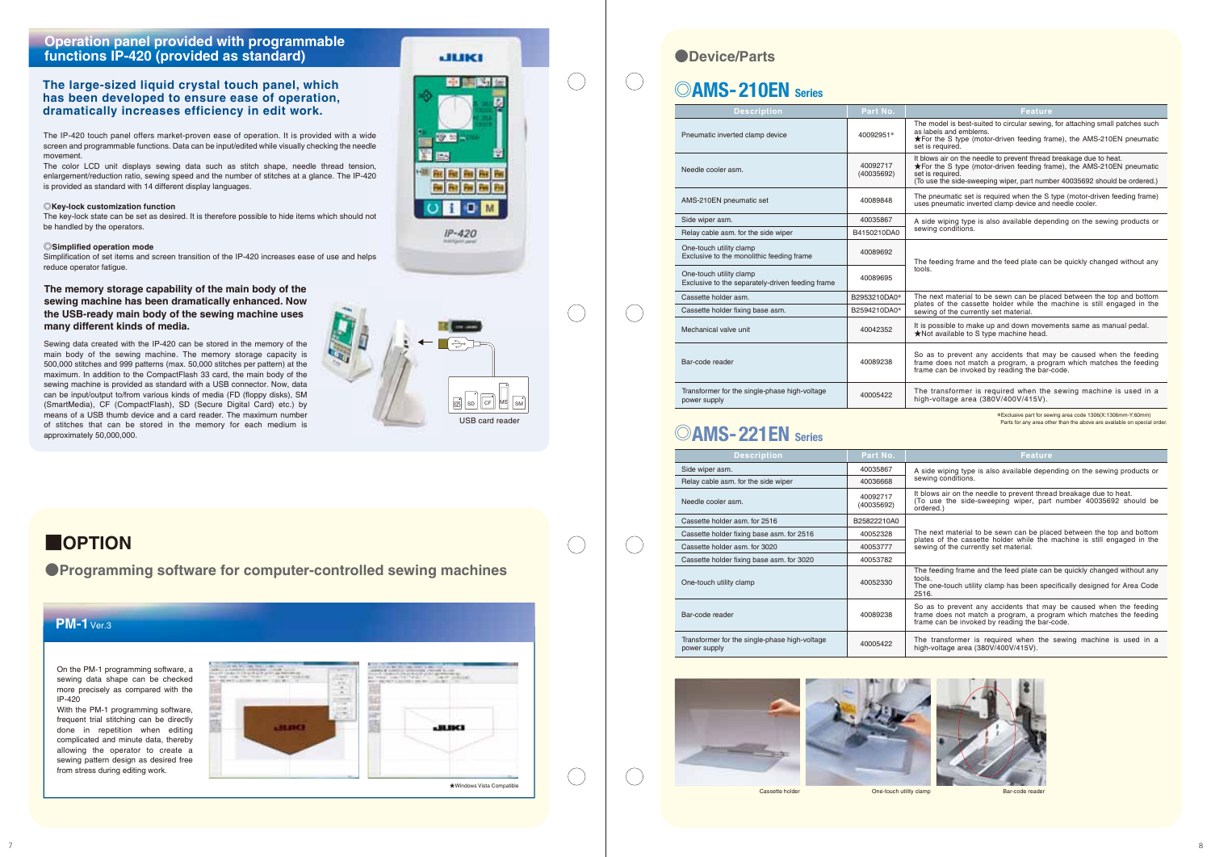## Operation panel provided with programmable functions IP-420 (provided as standard)

### The large-sized liquid crystal touch panel, which has been developed to ensure ease of operation, dramatically increases efficiency in edit work.

The IP-420 touch panel offers market-proven ease of operation. It is provided with a wide screen and programmable functions. Data can be input/edited while visually checking the needle movement.
The color LCD unit displays sewing data such as stitch shape, needle thread tension, enlargement/reduction ratio, sewing speed and the number of stitches at a glance. The IP-420 is provided as standard with 14 different display languages.

◎**Key-lock customization function**
The key-lock state can be set as desired. It is therefore possible to hide items which should not be handled by the operators.

◎**Simplified operation mode**
Simplification of set items and screen transition of the IP-420 increases ease of use and helps reduce operator fatigue.

### The memory storage capability of the main body of the sewing machine has been dramatically enhanced. Now the USB-ready main body of the sewing machine uses many different kinds of media.

Sewing data created with the IP-420 can be stored in the memory of the main body of the sewing machine. The memory storage capacity is 500,000 stitches and 999 patterns (max. 50,000 stitches per pattern) at the maximum. In addition to the CompactFlash 33 card, the main body of the sewing machine is provided as standard with a USB connector. Now, data can be input/output to/from various kinds of media (FD (floppy disks), SM (SmartMedia), CF (CompactFlash), SD (Secure Digital Card) etc.) by means of a USB thumb device and a card reader. The maximum number of stitches that can be stored in the memory for each medium is approximately 50,000,000.

USB card reader

# OPTION

## Programming software for computer-controlled sewing machines

### PM-1 Ver.3

On the PM-1 programming software, a sewing data shape can be checked more precisely as compared with the IP-420
With the PM-1 programming software, frequent trial stitching can be directly done in repetition when editing complicated and minute data, thereby allowing the operator to create a sewing pattern design as desired free from stress during editing work.

★Windows Vista Compatible

## Device/Parts

### ◎AMS-210EN Series

| Description | Part No. | Feature |
|---|---|---|
| Pneumatic inverted clamp device | 40092951* | The model is best-suited to circular sewing, for attaching small patches such as labels and emblems. ★For the S type (motor-driven feeding frame), the AMS-210EN pneumatic set is required. |
| Needle cooler asm. | 40092717 (40035692) | It blows air on the needle to prevent thread breakage due to heat. ★For the S type (motor-driven feeding frame), the AMS-210EN pneumatic set is required. (To use the side-sweeping wiper, part number 40035692 should be ordered.) |
| AMS-210EN pneumatic set | 40089848 | The pneumatic set is required when the S type (motor-driven feeding frame) uses pneumatic inverted clamp device and needle cooler. |
| Side wiper asm. | 40035867 | A side wiping type is also available depending on the sewing products or sewing conditions. |
| Relay cable asm. for the side wiper | B4150210DA0 | |
| One-touch utility clamp Exclusive to the monolithic feeding frame | 40089692 | The feeding frame and the feed plate can be quickly changed without any tools. |
| One-touch utility clamp Exclusive to the separately-driven feeding frame | 40089695 | |
| Cassette holder asm. | B2953210DA0* | The next material to be sewn can be placed between the top and bottom plates of the cassette holder while the machine is still engaged in the sewing of the currently set material. |
| Cassette holder fixing base asm. | B2594210DA0* | |
| Mechanical valve unit | 40042352 | It is possible to make up and down movements same as manual pedal. ★Not available to S type machine head. |
| Bar-code reader | 40089238 | So as to prevent any accidents that may be caused when the feeding frame does not match a program, a program which matches the feeding frame can be invoked by reading the bar-code. |
| Transformer for the single-phase high-voltage power supply | 40005422 | The transformer is required when the sewing machine is used in a high-voltage area (380V/400V/415V). |

*Exclusive part for sewing area code 1306(X:1306mm-Y:60mm)
Parts for any area other than the above are available on special order.

### ◎AMS-221EN Series

| Description | Part No. | Feature |
|---|---|---|
| Side wiper asm. | 40035867 | A side wiping type is also available depending on the sewing products or sewing conditions. |
| Relay cable asm. for the side wiper | 40036668 | |
| Needle cooler asm. | 40092717 (40035692) | It blows air on the needle to prevent thread breakage due to heat. (To use the side-sweeping wiper, part number 40035692 should be ordered.) |
| Cassette holder asm. for 2516 | B25822210A0 | The next material to be sewn can be placed between the top and bottom plates of the cassette holder while the machine is still engaged in the sewing of the currently set material. |
| Cassette holder fixing base asm. for 2516 | 40052328 | |
| Cassette holder asm. for 3020 | 40053777 | |
| Cassette holder fixing base asm. for 3020 | 40053782 | |
| One-touch utility clamp | 40052330 | The feeding frame and the feed plate can be quickly changed without any tools. The one-touch utility clamp has been specifically designed for Area Code 2516. |
| Bar-code reader | 40089238 | So as to prevent any accidents that may be caused when the feeding frame does not match a program, a program which matches the feeding frame can be invoked by reading the bar-code. |
| Transformer for the single-phase high-voltage power supply | 40005422 | The transformer is required when the sewing machine is used in a high-voltage area (380V/400V/415V). |

Cassette holder

One-touch utility clamp

Bar-code reader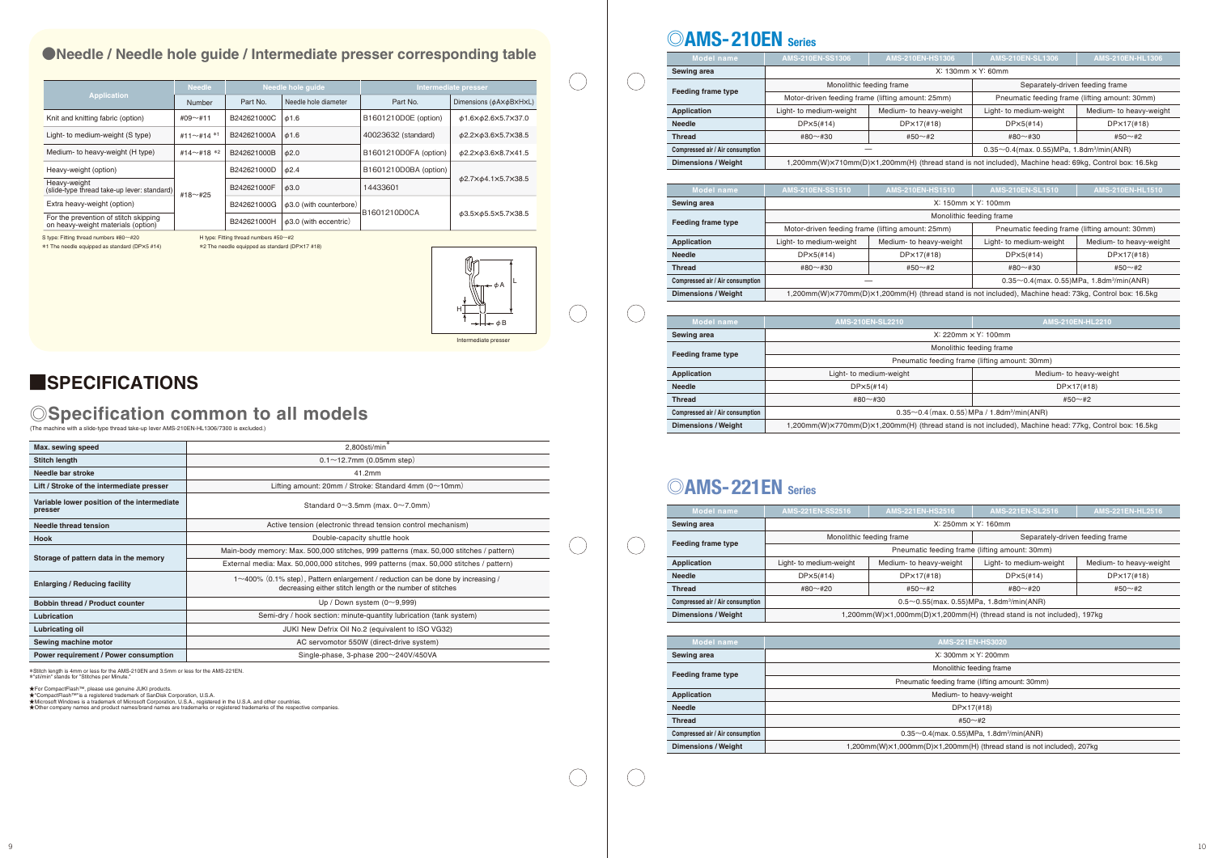## ●Needle / Needle hole guide / Intermediate presser corresponding table

| Application | Needle | Needle hole guide | | Intermediate presser | |
|---|---|---|---|---|---|
| | Number | Part No. | Needle hole diameter | Part No. | Dimensions (φA×φB×H×L) |
| Knit and knitting fabric (option) | #09〜#11 | B242621000C | φ1.6 | B1601210D0E (option) | φ1.6×φ2.6×5.7×37.0 |
| Light- to medium-weight (S type) | #11〜#14 ※1 | B242621000A | φ1.6 | 40023632 (standard) | φ2.2×φ3.6×5.7×38.5 |
| Medium- to heavy-weight (H type) | #14〜#18 ※2 | B242621000B | φ2.0 | B1601210D0FA (option) | φ2.2×φ3.6×8.7×41.5 |
| Heavy-weight (option) | #18〜#25 | B242621000D | φ2.4 | B1601210D0BA (option) | φ2.7×φ4.1×5.7×38.5 |
| Heavy-weight (slide-type thread take-up lever: standard) | | B242621000F | φ3.0 | 14433601 | |
| Extra heavy-weight (option) | | B242621000G | φ3.0 (with counterbore) | B1601210D0CA | φ3.5×φ5.5×5.7×38.5 |
| For the prevention of stitch skipping on heavy-weight materials (option) | | B242621000H | φ3.0 (with eccentric) | | |

S type: Fitting thread numbers #80〜#20
※1 The needle equipped as standard (DP×5 #14)

H type: Fitting thread numbers #50〜#2
※2 The needle equipped as standard (DP×17 #18)

Intermediate presser

# SPECIFICATIONS

## ◎Specification common to all models

(The machine with a slide-type thread take-up lever AMS-210EN-HL1306/7300 is excluded.)

| Item | Specification |
|---|---|
| Max. sewing speed | 2,800sti/min* |
| Stitch length | 0.1〜12.7mm (0.05mm step) |
| Needle bar stroke | 41.2mm |
| Lift / Stroke of the intermediate presser | Lifting amount: 20mm / Stroke: Standard 4mm (0〜10mm) |
| Variable lower position of the intermediate presser | Standard 0〜3.5mm (max. 0〜7.0mm) |
| Needle thread tension | Active tension (electronic thread tension control mechanism) |
| Hook | Double-capacity shuttle hook |
| Storage of pattern data in the memory | Main-body memory: Max. 500,000 stitches, 999 patterns (max. 50,000 stitches / pattern) |
| | External media: Max. 50,000,000 stitches, 999 patterns (max. 50,000 stitches / pattern) |
| Enlarging / Reducing facility | 1〜400% (0.1% step), Pattern enlargement / reduction can be done by increasing / decreasing either stitch length or the number of stitches |
| Bobbin thread / Product counter | Up / Down system (0〜9,999) |
| Lubrication | Semi-dry / hook section: minute-quantity lubrication (tank system) |
| Lubricating oil | JUKI New Defrix Oil No.2 (equivalent to ISO VG32) |
| Sewing machine motor | AC servomotor 550W (direct-drive system) |
| Power requirement / Power consumption | Single-phase, 3-phase 200〜240V/450VA |

*Stitch length is 4mm or less for the AMS-210EN and 3.5mm or less for the AMS-221EN.
*"sti/min" stands for "Stitches per Minute."

★For CompactFlash™, please use genuine JUKI products.
★"CompactFlash™"is a registered trademark of SanDisk Corporation, U.S.A.
★Microsoft Windows is a trademark of Microsoft Corporation, U.S.A., registered in the U.S.A. and other countries.
★Other company names and product names/brand names are trademarks or registered trademarks of the respective companies.

## ◎AMS-210EN Series

| Model name | AMS-210EN-SS1306 | AMS-210EN-HS1306 | AMS-210EN-SL1306 | AMS-210EN-HL1306 |
|---|---|---|---|---|
| Sewing area | X: 130mm × Y: 60mm | | | |
| Feeding frame type | Monolithic feeding frame | | Separately-driven feeding frame | |
| | Motor-driven feeding frame (lifting amount: 25mm) | | Pneumatic feeding frame (lifting amount: 30mm) | |
| Application | Light- to medium-weight | Medium- to heavy-weight | Light- to medium-weight | Medium- to heavy-weight |
| Needle | DP×5(#14) | DP×17(#18) | DP×5(#14) | DP×17(#18) |
| Thread | #80〜#30 | #50〜#2 | #80〜#30 | #50〜#2 |
| Compressed air / Air consumption | — | | 0.35〜0.4(max. 0.55)MPa, 1.8dm³/min(ANR) | |
| Dimensions / Weight | 1,200mm(W)×710mm(D)×1,200mm(H) (thread stand is not included), Machine head: 69kg, Control box: 16.5kg | | | |

| Model name | AMS-210EN-SS1510 | AMS-210EN-HS1510 | AMS-210EN-SL1510 | AMS-210EN-HL1510 |
|---|---|---|---|---|
| Sewing area | X: 150mm × Y: 100mm | | | |
| Feeding frame type | Monolithic feeding frame | | | |
| | Motor-driven feeding frame (lifting amount: 25mm) | | Pneumatic feeding frame (lifting amount: 30mm) | |
| Application | Light- to medium-weight | Medium- to heavy-weight | Light- to medium-weight | Medium- to heavy-weight |
| Needle | DP×5(#14) | DP×17(#18) | DP×5(#14) | DP×17(#18) |
| Thread | #80〜#30 | #50〜#2 | #80〜#30 | #50〜#2 |
| Compressed air / Air consumption | — | | 0.35〜0.4(max. 0.55)MPa, 1.8dm³/min(ANR) | |
| Dimensions / Weight | 1,200mm(W)×770mm(D)×1,200mm(H) (thread stand is not included), Machine head: 73kg, Control box: 16.5kg | | | |

| Model name | AMS-210EN-SL2210 | AMS-210EN-HL2210 |
|---|---|---|
| Sewing area | X: 220mm × Y: 100mm | |
| Feeding frame type | Monolithic feeding frame | |
| | Pneumatic feeding frame (lifting amount: 30mm) | |
| Application | Light- to medium-weight | Medium- to heavy-weight |
| Needle | DP×5(#14) | DP×17(#18) |
| Thread | #80〜#30 | #50〜#2 |
| Compressed air / Air consumption | 0.35〜0.4 (max. 0.55) MPa / 1.8dm³/min(ANR) | |
| Dimensions / Weight | 1,200mm(W)×770mm(D)×1,200mm(H) (thread stand is not included), Machine head: 77kg, Control box: 16.5kg | |

## ◎AMS-221EN Series

| Model name | AMS-221EN-SS2516 | AMS-221EN-HS2516 | AMS-221EN-SL2516 | AMS-221EN-HL2516 |
|---|---|---|---|---|
| Sewing area | X: 250mm × Y: 160mm | | | |
| Feeding frame type | Monolithic feeding frame | | Separately-driven feeding frame | |
| | Pneumatic feeding frame (lifting amount: 30mm) | | | |
| Application | Light- to medium-weight | Medium- to heavy-weight | Light- to medium-weight | Medium- to heavy-weight |
| Needle | DP×5(#14) | DP×17(#18) | DP×5(#14) | DP×17(#18) |
| Thread | #80〜#20 | #50〜#2 | #80〜#20 | #50〜#2 |
| Compressed air / Air consumption | 0.5〜0.55(max. 0.55)MPa, 1.8dm³/min(ANR) | | | |
| Dimensions / Weight | 1,200mm(W)×1,000mm(D)×1,200mm(H) (thread stand is not included), 197kg | | | |

| Model name | AMS-221EN-HS3020 |
|---|---|
| Sewing area | X: 300mm × Y: 200mm |
| Feeding frame type | Monolithic feeding frame |
| | Pneumatic feeding frame (lifting amount: 30mm) |
| Application | Medium- to heavy-weight |
| Needle | DP×17(#18) |
| Thread | #50〜#2 |
| Compressed air / Air consumption | 0.35〜0.4(max. 0.55)MPa, 1.8dm³/min(ANR) |
| Dimensions / Weight | 1,200mm(W)×1,000mm(D)×1,200mm(H) (thread stand is not included), 207kg |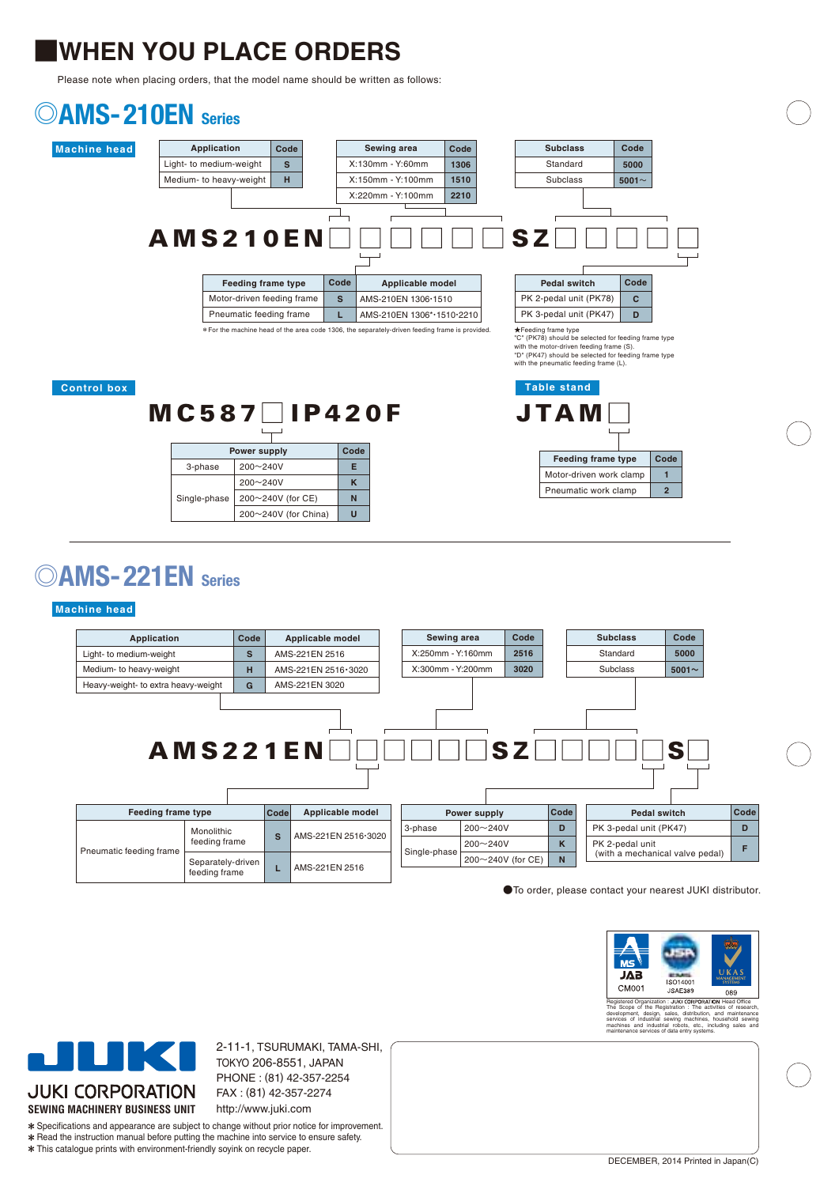# WHEN YOU PLACE ORDERS

Please note when placing orders, that the model name should be written as follows:

## ◎AMS-210EN Series

### Machine head

**AMS210EN□□□□□□SZ□□□□□**

| Application | Code |
|---|---|
| Light- to medium-weight | S |
| Medium- to heavy-weight | H |

| Sewing area | Code |
|---|---|
| X:130mm - Y:60mm | 1306 |
| X:150mm - Y:100mm | 1510 |
| X:220mm - Y:100mm | 2210 |

| Subclass | Code |
|---|---|
| Standard | 5000 |
| Subclass | 5001～ |

| Feeding frame type | Code | Applicable model |
|---|---|---|
| Motor-driven feeding frame | S | AMS-210EN 1306･1510 |
| Pneumatic feeding frame | L | AMS-210EN 1306*･1510･2210 |

* For the machine head of the area code 1306, the separately-driven feeding frame is provided.

| Pedal switch | Code |
|---|---|
| PK 2-pedal unit (PK78) | C |
| PK 3-pedal unit (PK47) | D |

★Feeding frame type
"C" (PK78) should be selected for feeding frame type with the motor-driven feeding frame (S).
"D" (PK47) should be selected for feeding frame type with the pneumatic feeding frame (L).

### Control box

**MC587□IP420F**

| Power supply | | Code |
|---|---|---|
| 3-phase | 200～240V | E |
| Single-phase | 200～240V | K |
| | 200～240V (for CE) | N |
| | 200～240V (for China) | U |

### Table stand

**JTAM□**

| Feeding frame type | Code |
|---|---|
| Motor-driven work clamp | 1 |
| Pneumatic work clamp | 2 |

## ◎AMS-221EN Series

### Machine head

**AMS221EN□□□□□SZ□□□□S□**

| Application | Code | Applicable model |
|---|---|---|
| Light- to medium-weight | S | AMS-221EN 2516 |
| Medium- to heavy-weight | H | AMS-221EN 2516･3020 |
| Heavy-weight- to extra heavy-weight | G | AMS-221EN 3020 |

| Sewing area | Code |
|---|---|
| X:250mm - Y:160mm | 2516 |
| X:300mm - Y:200mm | 3020 |

| Subclass | Code |
|---|---|
| Standard | 5000 |
| Subclass | 5001～ |

| Feeding frame type | | Code | Applicable model |
|---|---|---|---|
| Pneumatic feeding frame | Monolithic feeding frame | S | AMS-221EN 2516･3020 |
| | Separately-driven feeding frame | L | AMS-221EN 2516 |

| Power supply | | Code |
|---|---|---|
| 3-phase | 200～240V | D |
| Single-phase | 200～240V | K |
| | 200～240V (for CE) | N |

| Pedal switch | Code |
|---|---|
| PK 3-pedal unit (PK47) | D |
| PK 2-pedal unit (with a mechanical valve pedal) | F |

●To order, please contact your nearest JUKI distributor.

MS JAB CM001 | ISO14001 JSAE389 | UKAS MANAGEMENT SYSTEMS 089

Registered Organization : JUKI CORPORATION Head Office
The Scope of the Registration : The activities of research, development, design, sales, distribution, and maintenance services of industrial sewing machines, household sewing machines and industrial robots, etc., including sales and maintenance services of data entry systems.

**JUKI CORPORATION**
**SEWING MACHINERY BUSINESS UNIT**

2-11-1, TSURUMAKI, TAMA-SHI,
TOKYO 206-8551, JAPAN
PHONE : (81) 42-357-2254
FAX : (81) 42-357-2274
http://www.juki.com

* Specifications and appearance are subject to change without prior notice for improvement.
* Read the instruction manual before putting the machine into service to ensure safety.
* This catalogue prints with environment-friendly soyink on recycle paper.

DECEMBER, 2014 Printed in Japan(C)